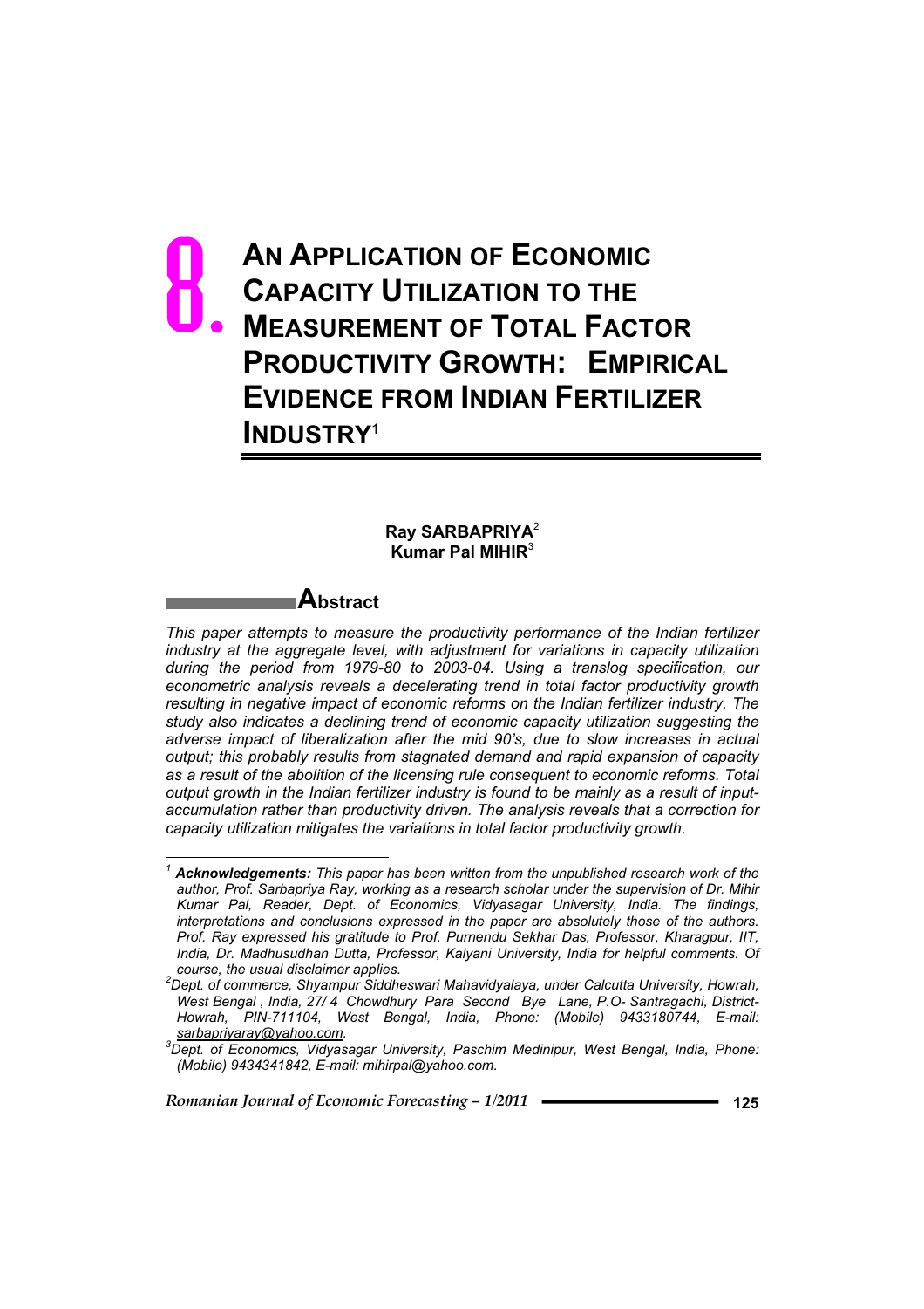# 8. AN APPLICATION OF ECONOMIC CAPACITY UTILIZATION TO THE MEASUREMENT OF TOTAL FACTOR PRODUCTIVITY GROWTH: EMPIRICAL EVIDENCE FROM INDIAN FERTILIZER INDUSTRY[1]

**Ray SARBAPRIYA**[2]
**Kumar Pal MIHIR**[3]

## Abstract

*This paper attempts to measure the productivity performance of the Indian fertilizer industry at the aggregate level, with adjustment for variations in capacity utilization during the period from 1979-80 to 2003-04. Using a translog specification, our econometric analysis reveals a decelerating trend in total factor productivity growth resulting in negative impact of economic reforms on the Indian fertilizer industry. The study also indicates a declining trend of economic capacity utilization suggesting the adverse impact of liberalization after the mid 90's, due to slow increases in actual output; this probably results from stagnated demand and rapid expansion of capacity as a result of the abolition of the licensing rule consequent to economic reforms. Total output growth in the Indian fertilizer industry is found to be mainly as a result of input-accumulation rather than productivity driven. The analysis reveals that a correction for capacity utilization mitigates the variations in total factor productivity growth.*

---

[1] ***Acknowledgements:*** *This paper has been written from the unpublished research work of the author, Prof. Sarbapriya Ray, working as a research scholar under the supervision of Dr. Mihir Kumar Pal, Reader, Dept. of Economics, Vidyasagar University, India. The findings, interpretations and conclusions expressed in the paper are absolutely those of the authors. Prof. Ray expressed his gratitude to Prof. Purnendu Sekhar Das, Professor, Kharagpur, IIT, India, Dr. Madhusudhan Dutta, Professor, Kalyani University, India for helpful comments. Of course, the usual disclaimer applies.*

[2] *Dept. of commerce, Shyampur Siddheswari Mahavidyalaya, under Calcutta University, Howrah, West Bengal , India, 27/ 4 Chowdhury Para Second Bye Lane, P.O- Santragachi, District- Howrah, PIN-711104, West Bengal, India, Phone: (Mobile) 9433180744, E-mail: sarbapriyaray@yahoo.com.*

[3] *Dept. of Economics, Vidyasagar University, Paschim Medinipur, West Bengal, India, Phone: (Mobile) 9434341842, E-mail: mihirpal@yahoo.com.*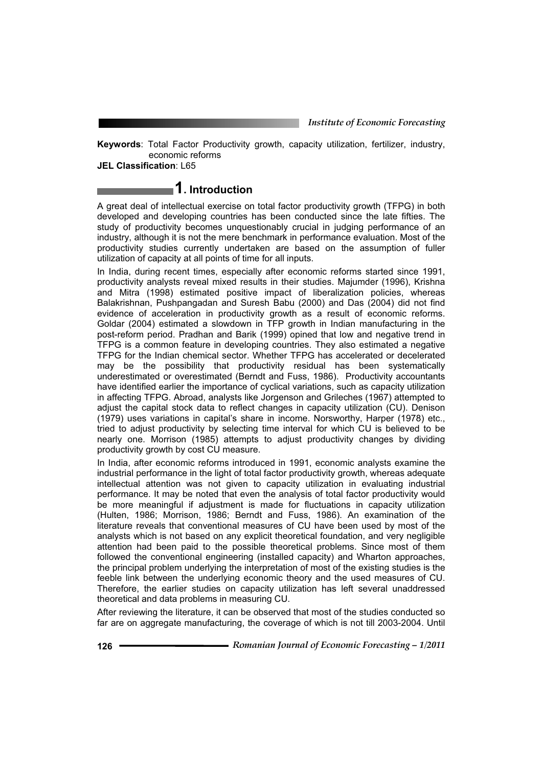**Keywords**: Total Factor Productivity growth, capacity utilization, fertilizer, industry, economic reforms

**JEL Classification**: L65

## 1. Introduction

A great deal of intellectual exercise on total factor productivity growth (TFPG) in both developed and developing countries has been conducted since the late fifties. The study of productivity becomes unquestionably crucial in judging performance of an industry, although it is not the mere benchmark in performance evaluation. Most of the productivity studies currently undertaken are based on the assumption of fuller utilization of capacity at all points of time for all inputs.

In India, during recent times, especially after economic reforms started since 1991, productivity analysts reveal mixed results in their studies. Majumder (1996), Krishna and Mitra (1998) estimated positive impact of liberalization policies, whereas Balakrishnan, Pushpangadan and Suresh Babu (2000) and Das (2004) did not find evidence of acceleration in productivity growth as a result of economic reforms. Goldar (2004) estimated a slowdown in TFP growth in Indian manufacturing in the post-reform period. Pradhan and Barik (1999) opined that low and negative trend in TFPG is a common feature in developing countries. They also estimated a negative TFPG for the Indian chemical sector. Whether TFPG has accelerated or decelerated may be the possibility that productivity residual has been systematically underestimated or overestimated (Berndt and Fuss, 1986). Productivity accountants have identified earlier the importance of cyclical variations, such as capacity utilization in affecting TFPG. Abroad, analysts like Jorgenson and Grileches (1967) attempted to adjust the capital stock data to reflect changes in capacity utilization (CU). Denison (1979) uses variations in capital's share in income. Norsworthy, Harper (1978) etc., tried to adjust productivity by selecting time interval for which CU is believed to be nearly one. Morrison (1985) attempts to adjust productivity changes by dividing productivity growth by cost CU measure.

In India, after economic reforms introduced in 1991, economic analysts examine the industrial performance in the light of total factor productivity growth, whereas adequate intellectual attention was not given to capacity utilization in evaluating industrial performance. It may be noted that even the analysis of total factor productivity would be more meaningful if adjustment is made for fluctuations in capacity utilization (Hulten, 1986; Morrison, 1986; Berndt and Fuss, 1986). An examination of the literature reveals that conventional measures of CU have been used by most of the analysts which is not based on any explicit theoretical foundation, and very negligible attention had been paid to the possible theoretical problems. Since most of them followed the conventional engineering (installed capacity) and Wharton approaches, the principal problem underlying the interpretation of most of the existing studies is the feeble link between the underlying economic theory and the used measures of CU. Therefore, the earlier studies on capacity utilization has left several unaddressed theoretical and data problems in measuring CU.

After reviewing the literature, it can be observed that most of the studies conducted so far are on aggregate manufacturing, the coverage of which is not till 2003-2004. Until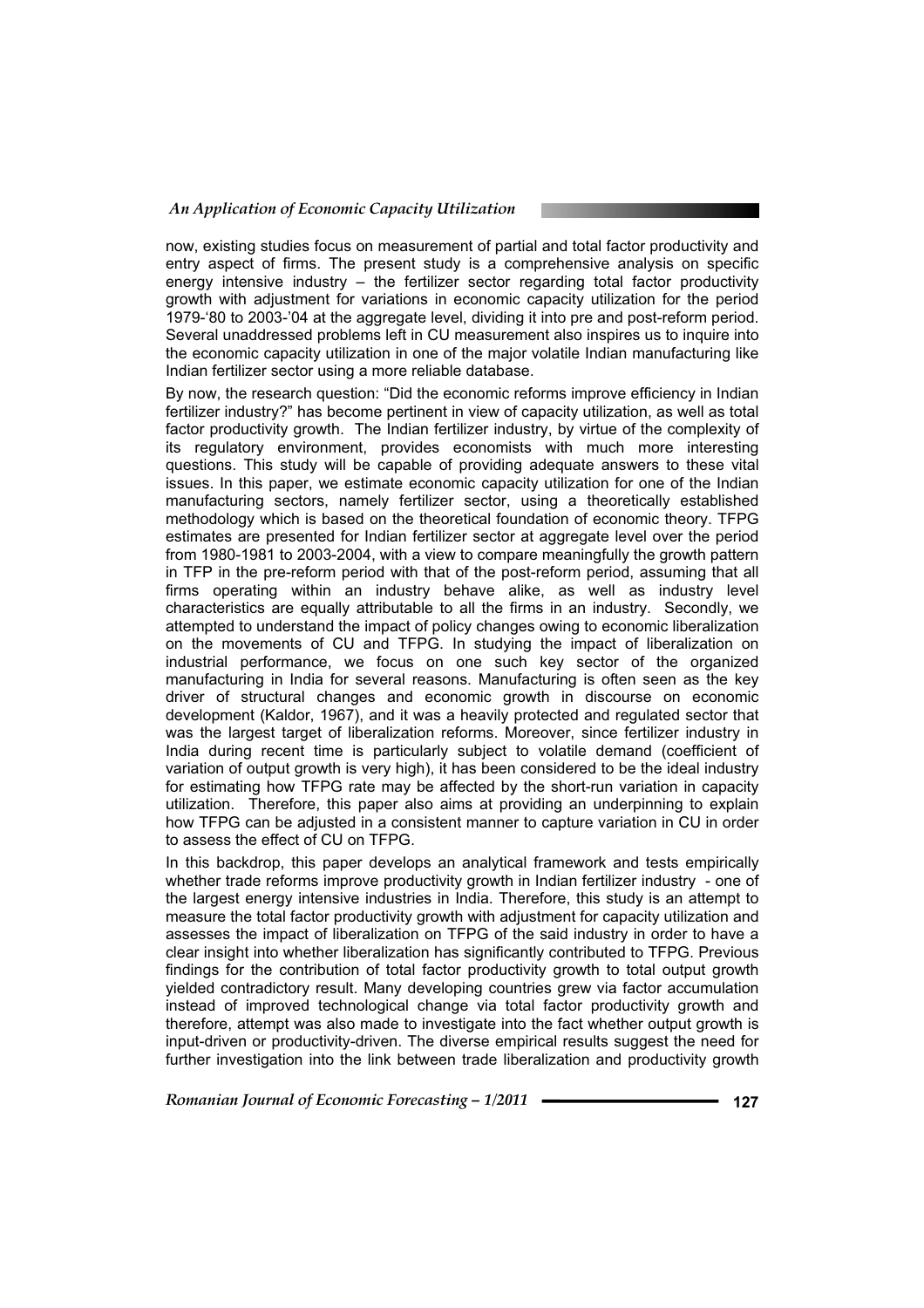now, existing studies focus on measurement of partial and total factor productivity and entry aspect of firms. The present study is a comprehensive analysis on specific energy intensive industry – the fertilizer sector regarding total factor productivity growth with adjustment for variations in economic capacity utilization for the period 1979-'80 to 2003-'04 at the aggregate level, dividing it into pre and post-reform period. Several unaddressed problems left in CU measurement also inspires us to inquire into the economic capacity utilization in one of the major volatile Indian manufacturing like Indian fertilizer sector using a more reliable database.

By now, the research question: "Did the economic reforms improve efficiency in Indian fertilizer industry?" has become pertinent in view of capacity utilization, as well as total factor productivity growth. The Indian fertilizer industry, by virtue of the complexity of its regulatory environment, provides economists with much more interesting questions. This study will be capable of providing adequate answers to these vital issues. In this paper, we estimate economic capacity utilization for one of the Indian manufacturing sectors, namely fertilizer sector, using a theoretically established methodology which is based on the theoretical foundation of economic theory. TFPG estimates are presented for Indian fertilizer sector at aggregate level over the period from 1980-1981 to 2003-2004, with a view to compare meaningfully the growth pattern in TFP in the pre-reform period with that of the post-reform period, assuming that all firms operating within an industry behave alike, as well as industry level characteristics are equally attributable to all the firms in an industry. Secondly, we attempted to understand the impact of policy changes owing to economic liberalization on the movements of CU and TFPG. In studying the impact of liberalization on industrial performance, we focus on one such key sector of the organized manufacturing in India for several reasons. Manufacturing is often seen as the key driver of structural changes and economic growth in discourse on economic development (Kaldor, 1967), and it was a heavily protected and regulated sector that was the largest target of liberalization reforms. Moreover, since fertilizer industry in India during recent time is particularly subject to volatile demand (coefficient of variation of output growth is very high), it has been considered to be the ideal industry for estimating how TFPG rate may be affected by the short-run variation in capacity utilization. Therefore, this paper also aims at providing an underpinning to explain how TFPG can be adjusted in a consistent manner to capture variation in CU in order to assess the effect of CU on TFPG.

In this backdrop, this paper develops an analytical framework and tests empirically whether trade reforms improve productivity growth in Indian fertilizer industry - one of the largest energy intensive industries in India. Therefore, this study is an attempt to measure the total factor productivity growth with adjustment for capacity utilization and assesses the impact of liberalization on TFPG of the said industry in order to have a clear insight into whether liberalization has significantly contributed to TFPG. Previous findings for the contribution of total factor productivity growth to total output growth yielded contradictory result. Many developing countries grew via factor accumulation instead of improved technological change via total factor productivity growth and therefore, attempt was also made to investigate into the fact whether output growth is input-driven or productivity-driven. The diverse empirical results suggest the need for further investigation into the link between trade liberalization and productivity growth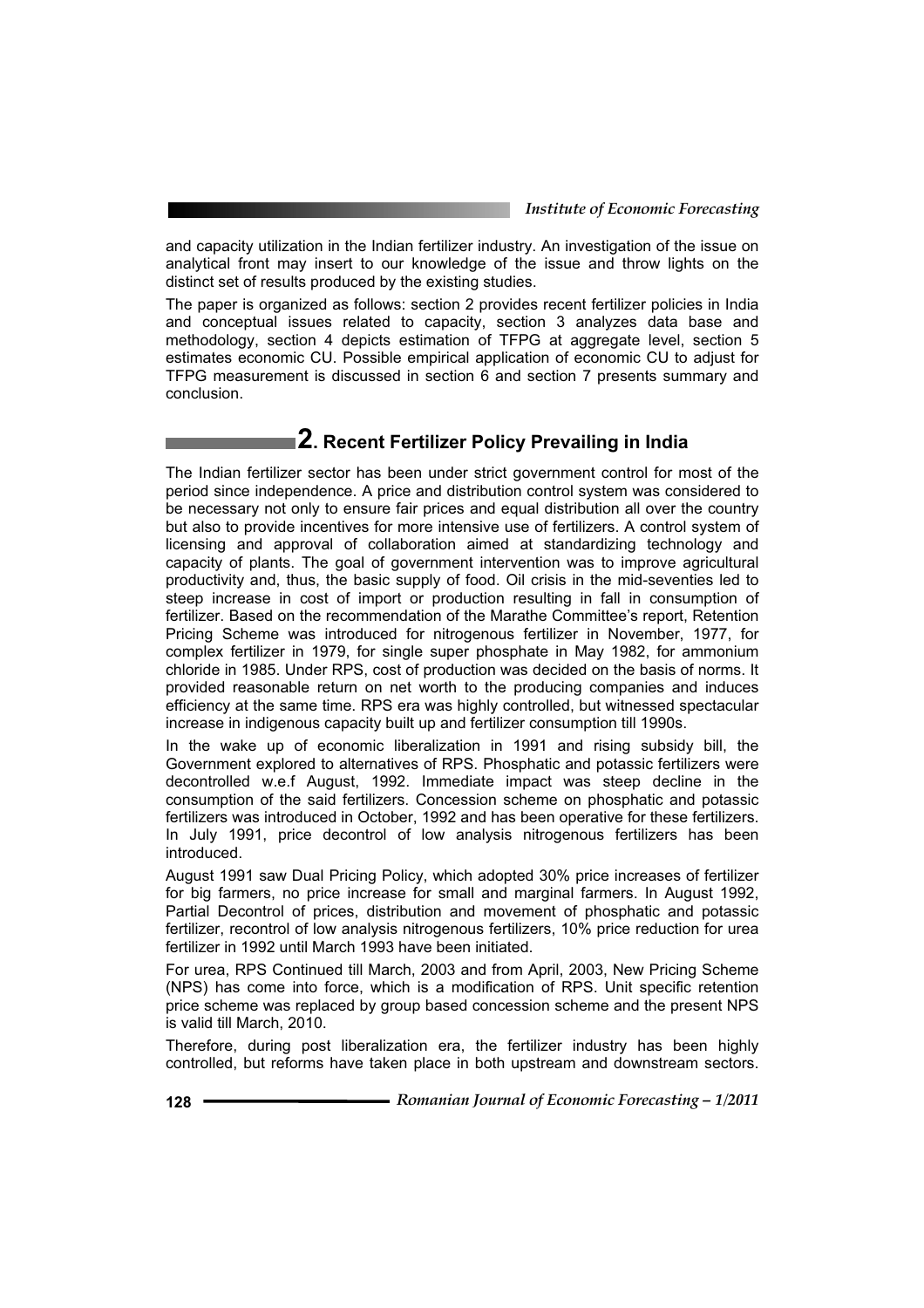and capacity utilization in the Indian fertilizer industry. An investigation of the issue on analytical front may insert to our knowledge of the issue and throw lights on the distinct set of results produced by the existing studies.

The paper is organized as follows: section 2 provides recent fertilizer policies in India and conceptual issues related to capacity, section 3 analyzes data base and methodology, section 4 depicts estimation of TFPG at aggregate level, section 5 estimates economic CU. Possible empirical application of economic CU to adjust for TFPG measurement is discussed in section 6 and section 7 presents summary and conclusion.

## 2. Recent Fertilizer Policy Prevailing in India

The Indian fertilizer sector has been under strict government control for most of the period since independence. A price and distribution control system was considered to be necessary not only to ensure fair prices and equal distribution all over the country but also to provide incentives for more intensive use of fertilizers. A control system of licensing and approval of collaboration aimed at standardizing technology and capacity of plants. The goal of government intervention was to improve agricultural productivity and, thus, the basic supply of food. Oil crisis in the mid-seventies led to steep increase in cost of import or production resulting in fall in consumption of fertilizer. Based on the recommendation of the Marathe Committee's report, Retention Pricing Scheme was introduced for nitrogenous fertilizer in November, 1977, for complex fertilizer in 1979, for single super phosphate in May 1982, for ammonium chloride in 1985. Under RPS, cost of production was decided on the basis of norms. It provided reasonable return on net worth to the producing companies and induces efficiency at the same time. RPS era was highly controlled, but witnessed spectacular increase in indigenous capacity built up and fertilizer consumption till 1990s.

In the wake up of economic liberalization in 1991 and rising subsidy bill, the Government explored to alternatives of RPS. Phosphatic and potassic fertilizers were decontrolled w.e.f August, 1992. Immediate impact was steep decline in the consumption of the said fertilizers. Concession scheme on phosphatic and potassic fertilizers was introduced in October, 1992 and has been operative for these fertilizers. In July 1991, price decontrol of low analysis nitrogenous fertilizers has been introduced.

August 1991 saw Dual Pricing Policy, which adopted 30% price increases of fertilizer for big farmers, no price increase for small and marginal farmers. In August 1992, Partial Decontrol of prices, distribution and movement of phosphatic and potassic fertilizer, recontrol of low analysis nitrogenous fertilizers, 10% price reduction for urea fertilizer in 1992 until March 1993 have been initiated.

For urea, RPS Continued till March, 2003 and from April, 2003, New Pricing Scheme (NPS) has come into force, which is a modification of RPS. Unit specific retention price scheme was replaced by group based concession scheme and the present NPS is valid till March, 2010.

Therefore, during post liberalization era, the fertilizer industry has been highly controlled, but reforms have taken place in both upstream and downstream sectors.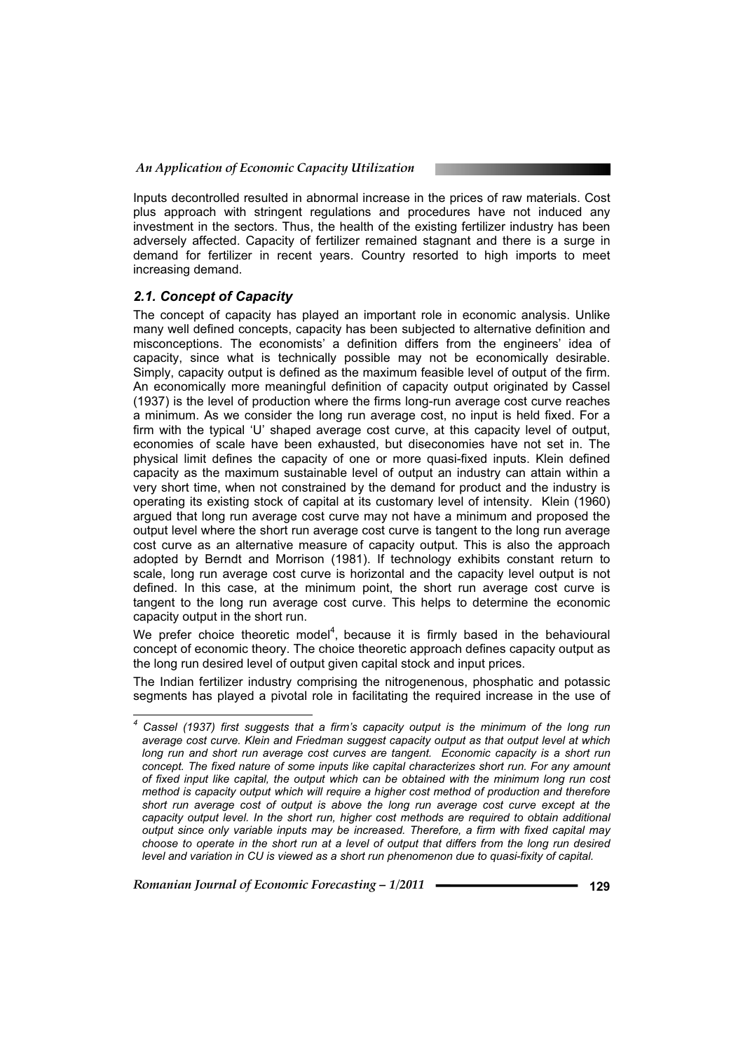Inputs decontrolled resulted in abnormal increase in the prices of raw materials. Cost plus approach with stringent regulations and procedures have not induced any investment in the sectors. Thus, the health of the existing fertilizer industry has been adversely affected. Capacity of fertilizer remained stagnant and there is a surge in demand for fertilizer in recent years. Country resorted to high imports to meet increasing demand.

### *2.1. Concept of Capacity*

The concept of capacity has played an important role in economic analysis. Unlike many well defined concepts, capacity has been subjected to alternative definition and misconceptions. The economists' a definition differs from the engineers' idea of capacity, since what is technically possible may not be economically desirable. Simply, capacity output is defined as the maximum feasible level of output of the firm. An economically more meaningful definition of capacity output originated by Cassel (1937) is the level of production where the firms long-run average cost curve reaches a minimum. As we consider the long run average cost, no input is held fixed. For a firm with the typical 'U' shaped average cost curve, at this capacity level of output, economies of scale have been exhausted, but diseconomies have not set in. The physical limit defines the capacity of one or more quasi-fixed inputs. Klein defined capacity as the maximum sustainable level of output an industry can attain within a very short time, when not constrained by the demand for product and the industry is operating its existing stock of capital at its customary level of intensity. Klein (1960) argued that long run average cost curve may not have a minimum and proposed the output level where the short run average cost curve is tangent to the long run average cost curve as an alternative measure of capacity output. This is also the approach adopted by Berndt and Morrison (1981). If technology exhibits constant return to scale, long run average cost curve is horizontal and the capacity level output is not defined. In this case, at the minimum point, the short run average cost curve is tangent to the long run average cost curve. This helps to determine the economic capacity output in the short run.

We prefer choice theoretic model[4], because it is firmly based in the behavioural concept of economic theory. The choice theoretic approach defines capacity output as the long run desired level of output given capital stock and input prices.

The Indian fertilizer industry comprising the nitrogenenous, phosphatic and potassic segments has played a pivotal role in facilitating the required increase in the use of

---

*[4] Cassel (1937) first suggests that a firm's capacity output is the minimum of the long run average cost curve. Klein and Friedman suggest capacity output as that output level at which long run and short run average cost curves are tangent. Economic capacity is a short run concept. The fixed nature of some inputs like capital characterizes short run. For any amount of fixed input like capital, the output which can be obtained with the minimum long run cost method is capacity output which will require a higher cost method of production and therefore short run average cost of output is above the long run average cost curve except at the capacity output level. In the short run, higher cost methods are required to obtain additional output since only variable inputs may be increased. Therefore, a firm with fixed capital may choose to operate in the short run at a level of output that differs from the long run desired level and variation in CU is viewed as a short run phenomenon due to quasi-fixity of capital.*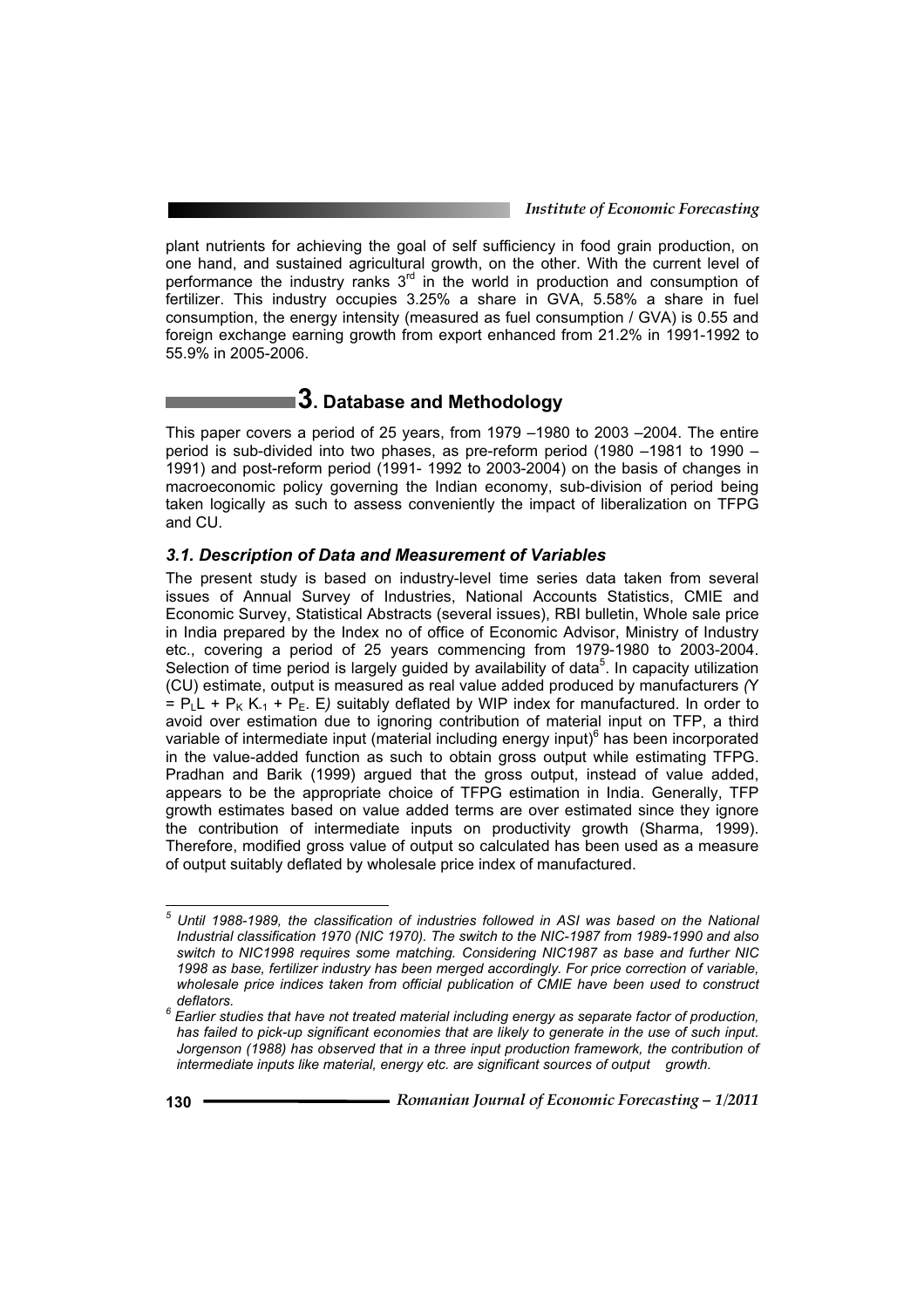plant nutrients for achieving the goal of self sufficiency in food grain production, on one hand, and sustained agricultural growth, on the other. With the current level of performance the industry ranks 3rd in the world in production and consumption of fertilizer. This industry occupies 3.25% a share in GVA, 5.58% a share in fuel consumption, the energy intensity (measured as fuel consumption / GVA) is 0.55 and foreign exchange earning growth from export enhanced from 21.2% in 1991-1992 to 55.9% in 2005-2006.

# 3. Database and Methodology

This paper covers a period of 25 years, from 1979 –1980 to 2003 –2004. The entire period is sub-divided into two phases, as pre-reform period (1980 –1981 to 1990 – 1991) and post-reform period (1991- 1992 to 2003-2004) on the basis of changes in macroeconomic policy governing the Indian economy, sub-division of period being taken logically as such to assess conveniently the impact of liberalization on TFPG and CU.

## *3.1. Description of Data and Measurement of Variables*

The present study is based on industry-level time series data taken from several issues of Annual Survey of Industries, National Accounts Statistics, CMIE and Economic Survey, Statistical Abstracts (several issues), RBI bulletin, Whole sale price in India prepared by the Index no of office of Economic Advisor, Ministry of Industry etc., covering a period of 25 years commencing from 1979-1980 to 2003-2004. Selection of time period is largely guided by availability of data[5]. In capacity utilization (CU) estimate, output is measured as real value added produced by manufacturers ($Y = P_L L + P_K K_{-1} + P_E . E$) suitably deflated by WIP index for manufactured. In order to avoid over estimation due to ignoring contribution of material input on TFP, a third variable of intermediate input (material including energy input)[6] has been incorporated in the value-added function as such to obtain gross output while estimating TFPG. Pradhan and Barik (1999) argued that the gross output, instead of value added, appears to be the appropriate choice of TFPG estimation in India. Generally, TFP growth estimates based on value added terms are over estimated since they ignore the contribution of intermediate inputs on productivity growth (Sharma, 1999). Therefore, modified gross value of output so calculated has been used as a measure of output suitably deflated by wholesale price index of manufactured.

---

[5] *Until 1988-1989, the classification of industries followed in ASI was based on the National Industrial classification 1970 (NIC 1970). The switch to the NIC-1987 from 1989-1990 and also switch to NIC1998 requires some matching. Considering NIC1987 as base and further NIC 1998 as base, fertilizer industry has been merged accordingly. For price correction of variable, wholesale price indices taken from official publication of CMIE have been used to construct deflators.*

[6] *Earlier studies that have not treated material including energy as separate factor of production, has failed to pick-up significant economies that are likely to generate in the use of such input. Jorgenson (1988) has observed that in a three input production framework, the contribution of intermediate inputs like material, energy etc. are significant sources of output growth.*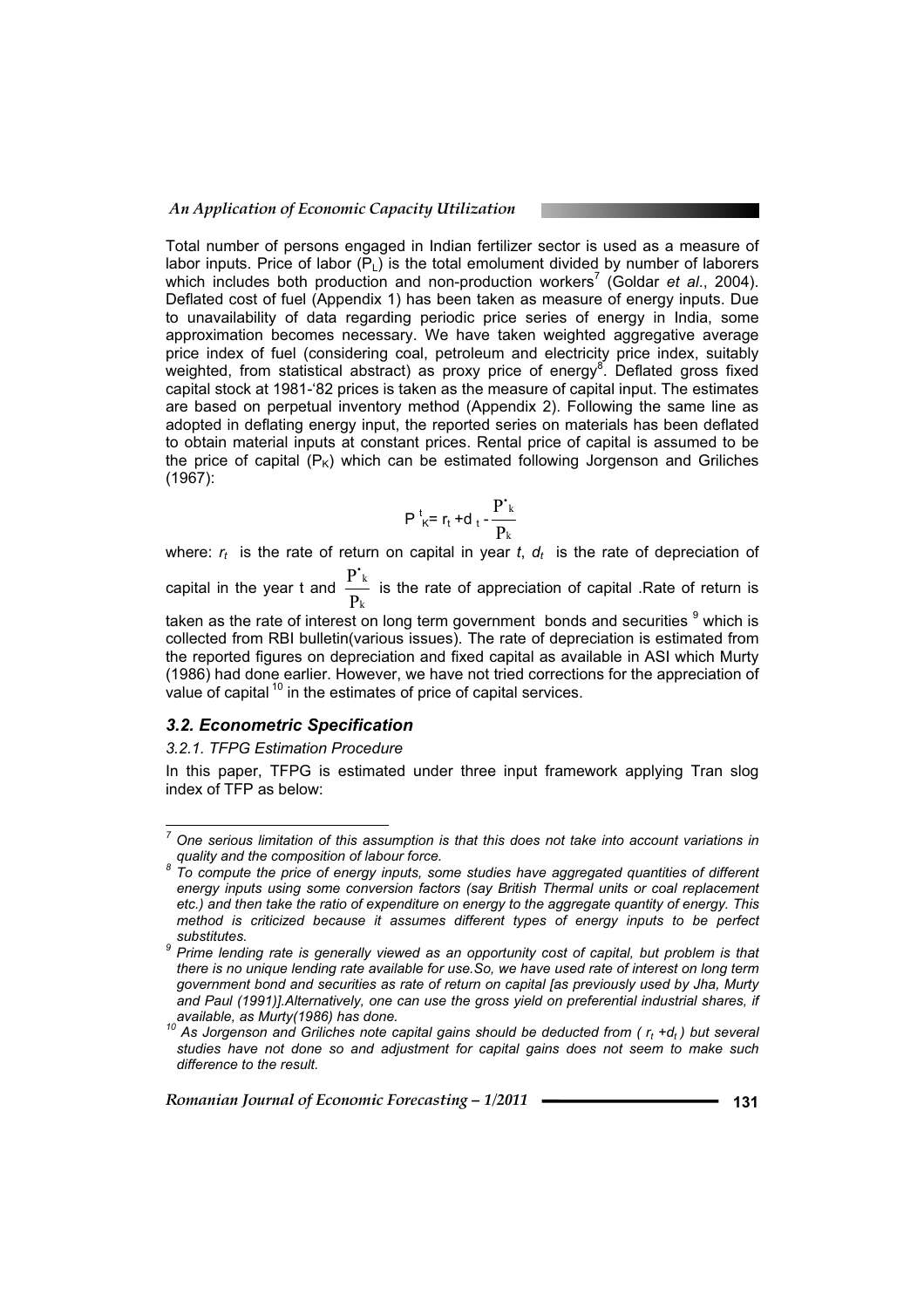Total number of persons engaged in Indian fertilizer sector is used as a measure of labor inputs. Price of labor ($P_L$) is the total emolument divided by number of laborers which includes both production and non-production workers[7] (Goldar *et al*., 2004). Deflated cost of fuel (Appendix 1) has been taken as measure of energy inputs. Due to unavailability of data regarding periodic price series of energy in India, some approximation becomes necessary. We have taken weighted aggregative average price index of fuel (considering coal, petroleum and electricity price index, suitably weighted, from statistical abstract) as proxy price of energy[8]. Deflated gross fixed capital stock at 1981-'82 prices is taken as the measure of capital input. The estimates are based on perpetual inventory method (Appendix 2). Following the same line as adopted in deflating energy input, the reported series on materials has been deflated to obtain material inputs at constant prices. Rental price of capital is assumed to be the price of capital ($P_K$) which can be estimated following Jorgenson and Griliches (1967):

$$P^t_K = r_t + d_t - \frac{P^{\bullet}_k}{P_k}$$

where: $r_t$ is the rate of return on capital in year $t$, $d_t$ is the rate of depreciation of capital in the year t and $\frac{P^{\bullet}_k}{P_k}$ is the rate of appreciation of capital .Rate of return is taken as the rate of interest on long term government bonds and securities [9] which is collected from RBI bulletin(various issues). The rate of depreciation is estimated from the reported figures on depreciation and fixed capital as available in ASI which Murty (1986) had done earlier. However, we have not tried corrections for the appreciation of value of capital [10] in the estimates of price of capital services.

### *3.2. Econometric Specification*

#### *3.2.1. TFPG Estimation Procedure*

In this paper, TFPG is estimated under three input framework applying Tran slog index of TFP as below:

---

[7] *One serious limitation of this assumption is that this does not take into account variations in quality and the composition of labour force.*

[8] *To compute the price of energy inputs, some studies have aggregated quantities of different energy inputs using some conversion factors (say British Thermal units or coal replacement etc.) and then take the ratio of expenditure on energy to the aggregate quantity of energy. This method is criticized because it assumes different types of energy inputs to be perfect substitutes.*

[9] *Prime lending rate is generally viewed as an opportunity cost of capital, but problem is that there is no unique lending rate available for use.So, we have used rate of interest on long term government bond and securities as rate of return on capital [as previously used by Jha, Murty and Paul (1991)].Alternatively, one can use the gross yield on preferential industrial shares, if available, as Murty(1986) has done.*

[10] *As Jorgenson and Griliches note capital gains should be deducted from ( $r_t + d_t$ ) but several studies have not done so and adjustment for capital gains does not seem to make such difference to the result.*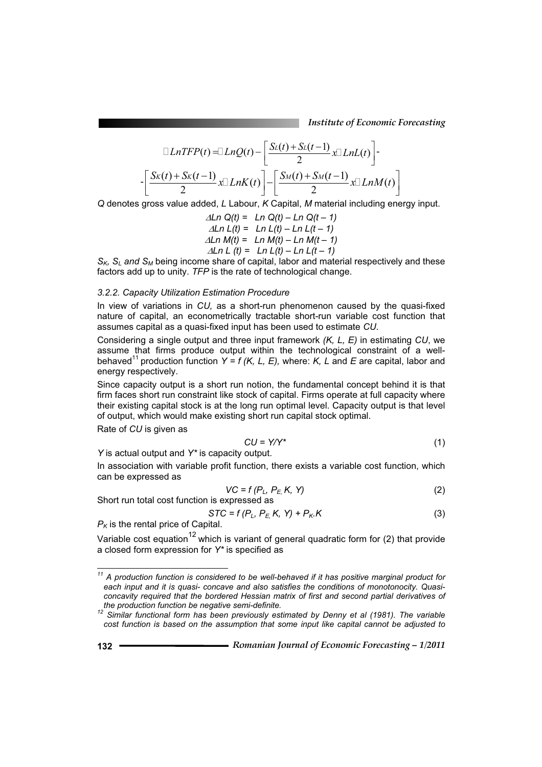$$\Delta LnTFP(t) = \Delta LnQ(t) - \left[\frac{S_L(t)+S_L(t-1)}{2} x \Delta LnL(t)\right] -$$
$$-\left[\frac{S_K(t)+S_K(t-1)}{2} x \Delta LnK(t)\right] - \left[\frac{S_M(t)+S_M(t-1)}{2} x \Delta LnM(t)\right]$$

*Q* denotes gross value added, *L* Labour, *K* Capital, *M* material including energy input.

$$\Delta Ln\, Q(t) = Ln\, Q(t) - Ln\, Q(t-1)$$
$$\Delta Ln\, L(t) = Ln\, L(t) - Ln\, L(t-1)$$
$$\Delta Ln\, M(t) = Ln\, M(t) - Ln\, M(t-1)$$
$$\Delta Ln\, L(t) = Ln\, L(t) - Ln\, L(t-1)$$

$S_K$, $S_L$ *and* $S_M$ being income share of capital, labor and material respectively and these factors add up to unity. *TFP* is the rate of technological change.

### *3.2.2. Capacity Utilization Estimation Procedure*

In view of variations in *CU,* as a short-run phenomenon caused by the quasi-fixed nature of capital, an econometrically tractable short-run variable cost function that assumes capital as a quasi-fixed input has been used to estimate *CU*.

Considering a single output and three input framework *(K, L, E)* in estimating *CU*, we assume that firms produce output within the technological constraint of a well-behaved[11] production function $Y = f(K, L, E)$, where: *K, L* and *E* are capital, labor and energy respectively.

Since capacity output is a short run notion, the fundamental concept behind it is that firm faces short run constraint like stock of capital. Firms operate at full capacity where their existing capital stock is at the long run optimal level. Capacity output is that level of output, which would make existing short run capital stock optimal.

Rate of *CU* is given as

$$CU = Y/Y^* \tag{1}$$

*Y* is actual output and $Y^*$ is capacity output.

In association with variable profit function, there exists a variable cost function, which can be expressed as

$$VC = f(P_L, P_E, K, Y) \tag{2}$$

Short run total cost function is expressed as

$$STC = f(P_L, P_E, K, Y) + P_K.K \tag{3}$$

$P_K$ is the rental price of Capital.

Variable cost equation[12] which is variant of general quadratic form for (2) that provide a closed form expression for $Y^*$ is specified as

---

[11] *A production function is considered to be well-behaved if it has positive marginal product for each input and it is quasi- concave and also satisfies the conditions of monotonocity. Quasi-concavity required that the bordered Hessian matrix of first and second partial derivatives of the production function be negative semi-definite.*

[12] *Similar functional form has been previously estimated by Denny et al (1981). The variable cost function is based on the assumption that some input like capital cannot be adjusted to*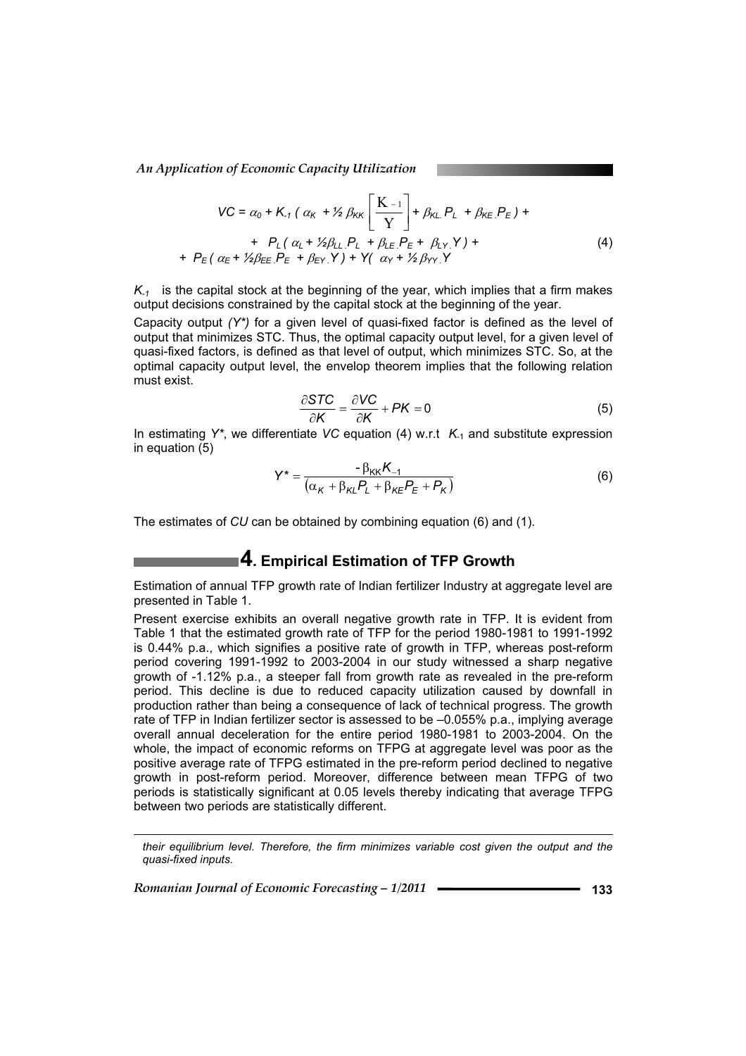$$VC = \alpha_0 + K_{-1}\,(\,\alpha_K\; + ½\;\beta_{KK}\left[\frac{K_{-1}}{Y}\right] + \beta_{KL}.P_L\;+ \beta_{KE}.P_E\,) +$$
$$+\;\;P_L\,(\,\alpha_L + ½\beta_{LL}.P_L\;+ \beta_{LE}.P_E + \;\beta_{LY}.Y\,) + \tag{4}$$
$$+\;\;P_E\,(\,\alpha_E + ½\beta_{EE}.P_E\;+ \beta_{EY}.Y\,) + Y(\;\alpha_Y + ½\,\beta_{YY}.Y$$

$K_{-1}$ is the capital stock at the beginning of the year, which implies that a firm makes output decisions constrained by the capital stock at the beginning of the year.

Capacity output *($Y^*$)* for a given level of quasi-fixed factor is defined as the level of output that minimizes STC. Thus, the optimal capacity output level, for a given level of quasi-fixed factors, is defined as that level of output, which minimizes STC. So, at the optimal capacity output level, the envelop theorem implies that the following relation must exist.

$$\frac{\partial STC}{\partial K} = \frac{\partial VC}{\partial K} + PK = 0 \tag{5}$$

In estimating $Y^*$, we differentiate *VC* equation (4) w.r.t $K_{-1}$ and substitute expression in equation (5)

$$Y^* = \frac{-\beta_{KK}K_{-1}}{\left(\alpha_K + \beta_{KL}P_L + \beta_{KE}P_E + P_K\right)} \tag{6}$$

The estimates of *CU* can be obtained by combining equation (6) and (1).

# 4. Empirical Estimation of TFP Growth

Estimation of annual TFP growth rate of Indian fertilizer Industry at aggregate level are presented in Table 1.

Present exercise exhibits an overall negative growth rate in TFP. It is evident from Table 1 that the estimated growth rate of TFP for the period 1980-1981 to 1991-1992 is 0.44% p.a., which signifies a positive rate of growth in TFP, whereas post-reform period covering 1991-1992 to 2003-2004 in our study witnessed a sharp negative growth of -1.12% p.a., a steeper fall from growth rate as revealed in the pre-reform period. This decline is due to reduced capacity utilization caused by downfall in production rather than being a consequence of lack of technical progress. The growth rate of TFP in Indian fertilizer sector is assessed to be –0.055% p.a., implying average overall annual deceleration for the entire period 1980-1981 to 2003-2004. On the whole, the impact of economic reforms on TFPG at aggregate level was poor as the positive average rate of TFPG estimated in the pre-reform period declined to negative growth in post-reform period. Moreover, difference between mean TFPG of two periods is statistically significant at 0.05 levels thereby indicating that average TFPG between two periods are statistically different.

---

*their equilibrium level. Therefore, the firm minimizes variable cost given the output and the quasi-fixed inputs.*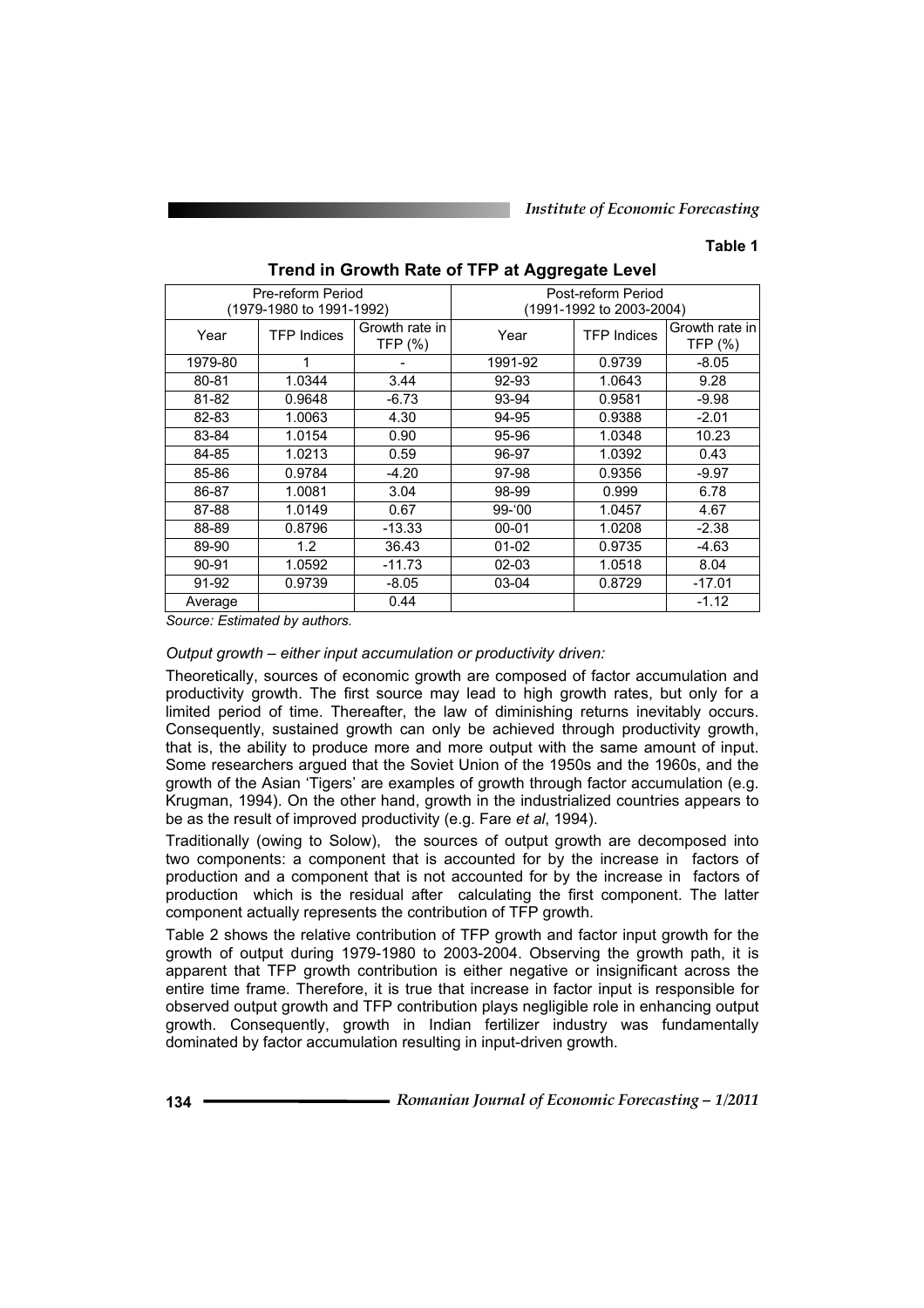**Table 1**

**Trend in Growth Rate of TFP at Aggregate Level**

| Pre-reform Period (1979-1980 to 1991-1992) | | | Post-reform Period (1991-1992 to 2003-2004) | | |
|---|---|---|---|---|---|
| Year | TFP Indices | Growth rate in TFP (%) | Year | TFP Indices | Growth rate in TFP (%) |
| 1979-80 | 1 | - | 1991-92 | 0.9739 | -8.05 |
| 80-81 | 1.0344 | 3.44 | 92-93 | 1.0643 | 9.28 |
| 81-82 | 0.9648 | -6.73 | 93-94 | 0.9581 | -9.98 |
| 82-83 | 1.0063 | 4.30 | 94-95 | 0.9388 | -2.01 |
| 83-84 | 1.0154 | 0.90 | 95-96 | 1.0348 | 10.23 |
| 84-85 | 1.0213 | 0.59 | 96-97 | 1.0392 | 0.43 |
| 85-86 | 0.9784 | -4.20 | 97-98 | 0.9356 | -9.97 |
| 86-87 | 1.0081 | 3.04 | 98-99 | 0.999 | 6.78 |
| 87-88 | 1.0149 | 0.67 | 99-'00 | 1.0457 | 4.67 |
| 88-89 | 0.8796 | -13.33 | 00-01 | 1.0208 | -2.38 |
| 89-90 | 1.2 | 36.43 | 01-02 | 0.9735 | -4.63 |
| 90-91 | 1.0592 | -11.73 | 02-03 | 1.0518 | 8.04 |
| 91-92 | 0.9739 | -8.05 | 03-04 | 0.8729 | -17.01 |
| Average | | 0.44 | | | -1.12 |

*Source: Estimated by authors.*

*Output growth – either input accumulation or productivity driven:*

Theoretically, sources of economic growth are composed of factor accumulation and productivity growth. The first source may lead to high growth rates, but only for a limited period of time. Thereafter, the law of diminishing returns inevitably occurs. Consequently, sustained growth can only be achieved through productivity growth, that is, the ability to produce more and more output with the same amount of input. Some researchers argued that the Soviet Union of the 1950s and the 1960s, and the growth of the Asian 'Tigers' are examples of growth through factor accumulation (e.g. Krugman, 1994). On the other hand, growth in the industrialized countries appears to be as the result of improved productivity (e.g. Fare *et al*, 1994).

Traditionally (owing to Solow), the sources of output growth are decomposed into two components: a component that is accounted for by the increase in factors of production and a component that is not accounted for by the increase in factors of production which is the residual after calculating the first component. The latter component actually represents the contribution of TFP growth.

Table 2 shows the relative contribution of TFP growth and factor input growth for the growth of output during 1979-1980 to 2003-2004. Observing the growth path, it is apparent that TFP growth contribution is either negative or insignificant across the entire time frame. Therefore, it is true that increase in factor input is responsible for observed output growth and TFP contribution plays negligible role in enhancing output growth. Consequently, growth in Indian fertilizer industry was fundamentally dominated by factor accumulation resulting in input-driven growth.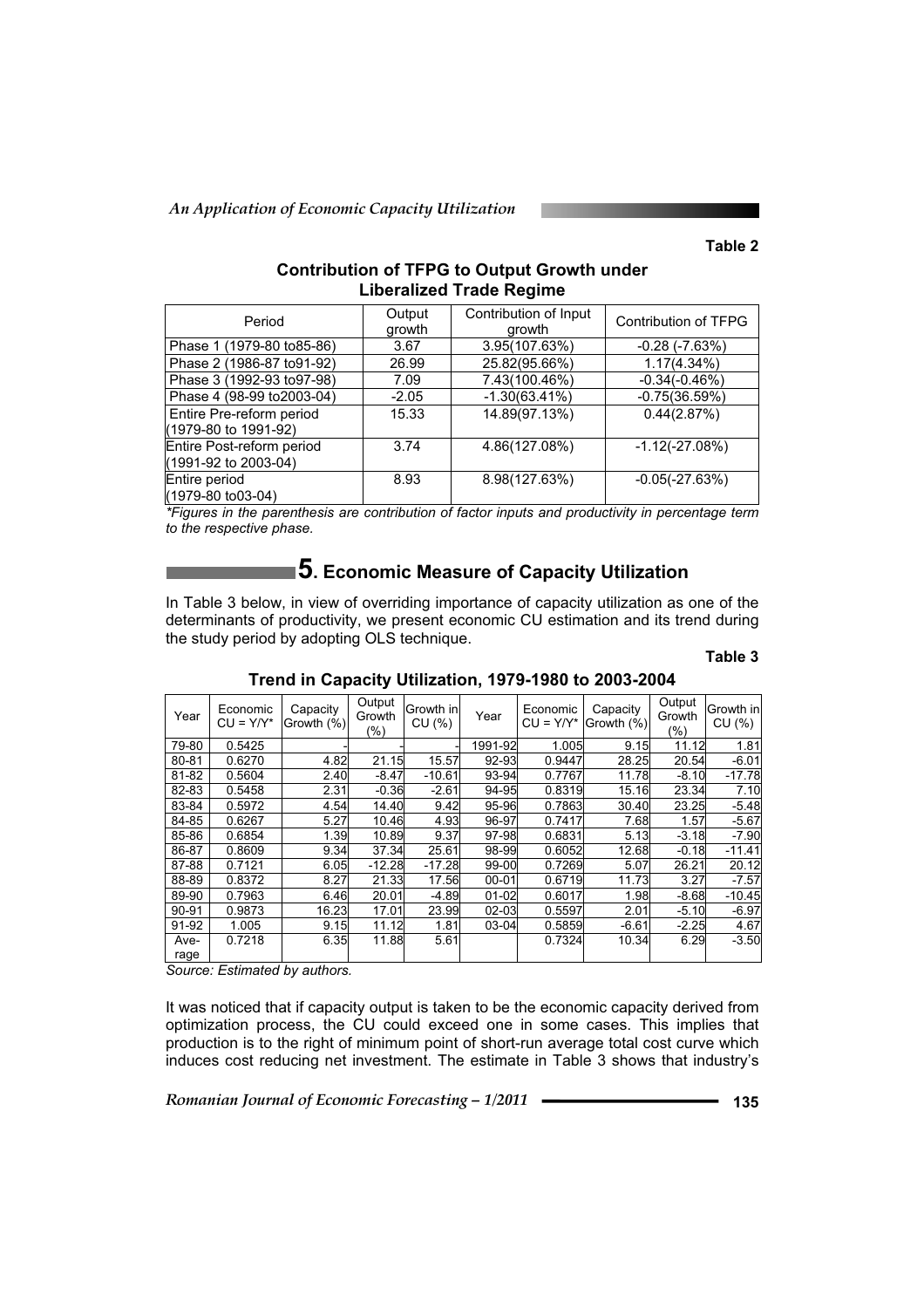Table 2

**Contribution of TFPG to Output Growth under Liberalized Trade Regime**

| Period | Output growth | Contribution of Input growth | Contribution of TFPG |
|---|---|---|---|
| Phase 1 (1979-80 to85-86) | 3.67 | 3.95(107.63%) | -0.28 (-7.63%) |
| Phase 2 (1986-87 to91-92) | 26.99 | 25.82(95.66%) | 1.17(4.34%) |
| Phase 3 (1992-93 to97-98) | 7.09 | 7.43(100.46%) | -0.34(-0.46%) |
| Phase 4 (98-99 to2003-04) | -2.05 | -1.30(63.41%) | -0.75(36.59%) |
| Entire Pre-reform period (1979-80 to 1991-92) | 15.33 | 14.89(97.13%) | 0.44(2.87%) |
| Entire Post-reform period (1991-92 to 2003-04) | 3.74 | 4.86(127.08%) | -1.12(-27.08%) |
| Entire period (1979-80 to03-04) | 8.93 | 8.98(127.63%) | -0.05(-27.63%) |

*\*Figures in the parenthesis are contribution of factor inputs and productivity in percentage term to the respective phase.*

# 5. Economic Measure of Capacity Utilization

In Table 3 below, in view of overriding importance of capacity utilization as one of the determinants of productivity, we present economic CU estimation and its trend during the study period by adopting OLS technique.

Table 3

**Trend in Capacity Utilization, 1979-1980 to 2003-2004**

| Year | Economic CU = Y/Y* | Capacity Growth (%) | Output Growth (%) | Growth in CU (%) | Year | Economic CU = Y/Y* | Capacity Growth (%) | Output Growth (%) | Growth in CU (%) |
|---|---|---|---|---|---|---|---|---|---|
| 79-80 | 0.5425 | - | - | - | 1991-92 | 1.005 | 9.15 | 11.12 | 1.81 |
| 80-81 | 0.6270 | 4.82 | 21.15 | 15.57 | 92-93 | 0.9447 | 28.25 | 20.54 | -6.01 |
| 81-82 | 0.5604 | 2.40 | -8.47 | -10.61 | 93-94 | 0.7767 | 11.78 | -8.10 | -17.78 |
| 82-83 | 0.5458 | 2.31 | -0.36 | -2.61 | 94-95 | 0.8319 | 15.16 | 23.34 | 7.10 |
| 83-84 | 0.5972 | 4.54 | 14.40 | 9.42 | 95-96 | 0.7863 | 30.40 | 23.25 | -5.48 |
| 84-85 | 0.6267 | 5.27 | 10.46 | 4.93 | 96-97 | 0.7417 | 7.68 | 1.57 | -5.67 |
| 85-86 | 0.6854 | 1.39 | 10.89 | 9.37 | 97-98 | 0.6831 | 5.13 | -3.18 | -7.90 |
| 86-87 | 0.8609 | 9.34 | 37.34 | 25.61 | 98-99 | 0.6052 | 12.68 | -0.18 | -11.41 |
| 87-88 | 0.7121 | 6.05 | -12.28 | -17.28 | 99-00 | 0.7269 | 5.07 | 26.21 | 20.12 |
| 88-89 | 0.8372 | 8.27 | 21.33 | 17.56 | 00-01 | 0.6719 | 11.73 | 3.27 | -7.57 |
| 89-90 | 0.7963 | 6.46 | 20.01 | -4.89 | 01-02 | 0.6017 | 1.98 | -8.68 | -10.45 |
| 90-91 | 0.9873 | 16.23 | 17.01 | 23.99 | 02-03 | 0.5597 | 2.01 | -5.10 | -6.97 |
| 91-92 | 1.005 | 9.15 | 11.12 | 1.81 | 03-04 | 0.5859 | -6.61 | -2.25 | 4.67 |
| Average | 0.7218 | 6.35 | 11.88 | 5.61 | | 0.7324 | 10.34 | 6.29 | -3.50 |

*Source: Estimated by authors.*

It was noticed that if capacity output is taken to be the economic capacity derived from optimization process, the CU could exceed one in some cases. This implies that production is to the right of minimum point of short-run average total cost curve which induces cost reducing net investment. The estimate in Table 3 shows that industry's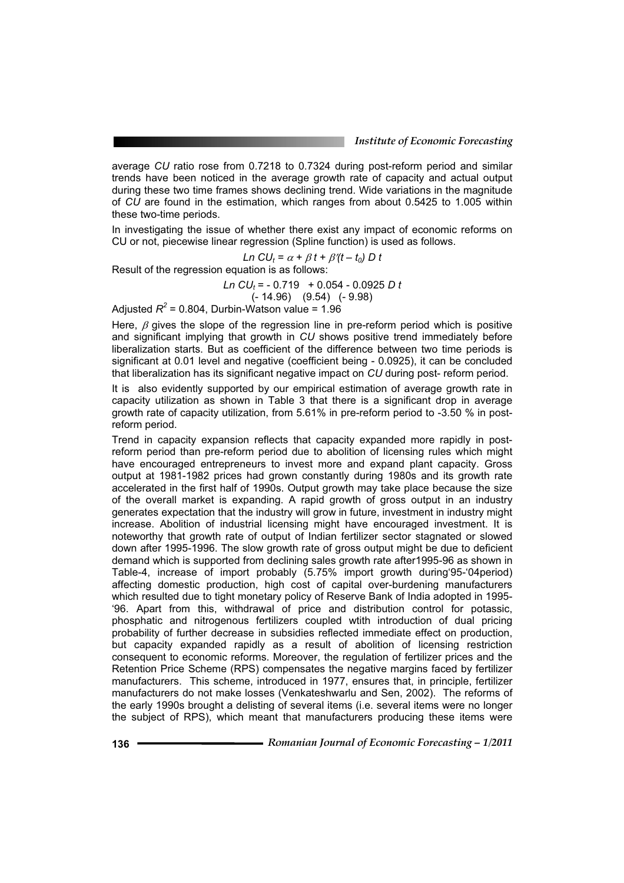average *CU* ratio rose from 0.7218 to 0.7324 during post-reform period and similar trends have been noticed in the average growth rate of capacity and actual output during these two time frames shows declining trend. Wide variations in the magnitude of *CU* are found in the estimation, which ranges from about 0.5425 to 1.005 within these two-time periods.

In investigating the issue of whether there exist any impact of economic reforms on CU or not, piecewise linear regression (Spline function) is used as follows.

$$Ln\ CU_t = \alpha + \beta\, t + \beta'(t - t_0)\, D\, t$$

Result of the regression equation is as follows:

$$Ln\ CU_t = -\,0.719 \quad + 0.054 - 0.0925\, D\, t$$
$$(-\,14.96) \quad (9.54) \quad (-\,9.98)$$

Adjusted $R^2$ = 0.804, Durbin-Watson value = 1.96

Here, $\beta$ gives the slope of the regression line in pre-reform period which is positive and significant implying that growth in *CU* shows positive trend immediately before liberalization starts. But as coefficient of the difference between two time periods is significant at 0.01 level and negative (coefficient being - 0.0925), it can be concluded that liberalization has its significant negative impact on *CU* during post- reform period.

It is also evidently supported by our empirical estimation of average growth rate in capacity utilization as shown in Table 3 that there is a significant drop in average growth rate of capacity utilization, from 5.61% in pre-reform period to -3.50 % in post-reform period.

Trend in capacity expansion reflects that capacity expanded more rapidly in post-reform period than pre-reform period due to abolition of licensing rules which might have encouraged entrepreneurs to invest more and expand plant capacity. Gross output at 1981-1982 prices had grown constantly during 1980s and its growth rate accelerated in the first half of 1990s. Output growth may take place because the size of the overall market is expanding. A rapid growth of gross output in an industry generates expectation that the industry will grow in future, investment in industry might increase. Abolition of industrial licensing might have encouraged investment. It is noteworthy that growth rate of output of Indian fertilizer sector stagnated or slowed down after 1995-1996. The slow growth rate of gross output might be due to deficient demand which is supported from declining sales growth rate after1995-96 as shown in Table-4, increase of import probably (5.75% import growth during'95-'04period) affecting domestic production, high cost of capital over-burdening manufacturers which resulted due to tight monetary policy of Reserve Bank of India adopted in 1995-'96. Apart from this, withdrawal of price and distribution control for potassic, phosphatic and nitrogenous fertilizers coupled wtith introduction of dual pricing probability of further decrease in subsidies reflected immediate effect on production, but capacity expanded rapidly as a result of abolition of licensing restriction consequent to economic reforms. Moreover, the regulation of fertilizer prices and the Retention Price Scheme (RPS) compensates the negative margins faced by fertilizer manufacturers. This scheme, introduced in 1977, ensures that, in principle, fertilizer manufacturers do not make losses (Venkateshwarlu and Sen, 2002). The reforms of the early 1990s brought a delisting of several items (i.e. several items were no longer the subject of RPS), which meant that manufacturers producing these items were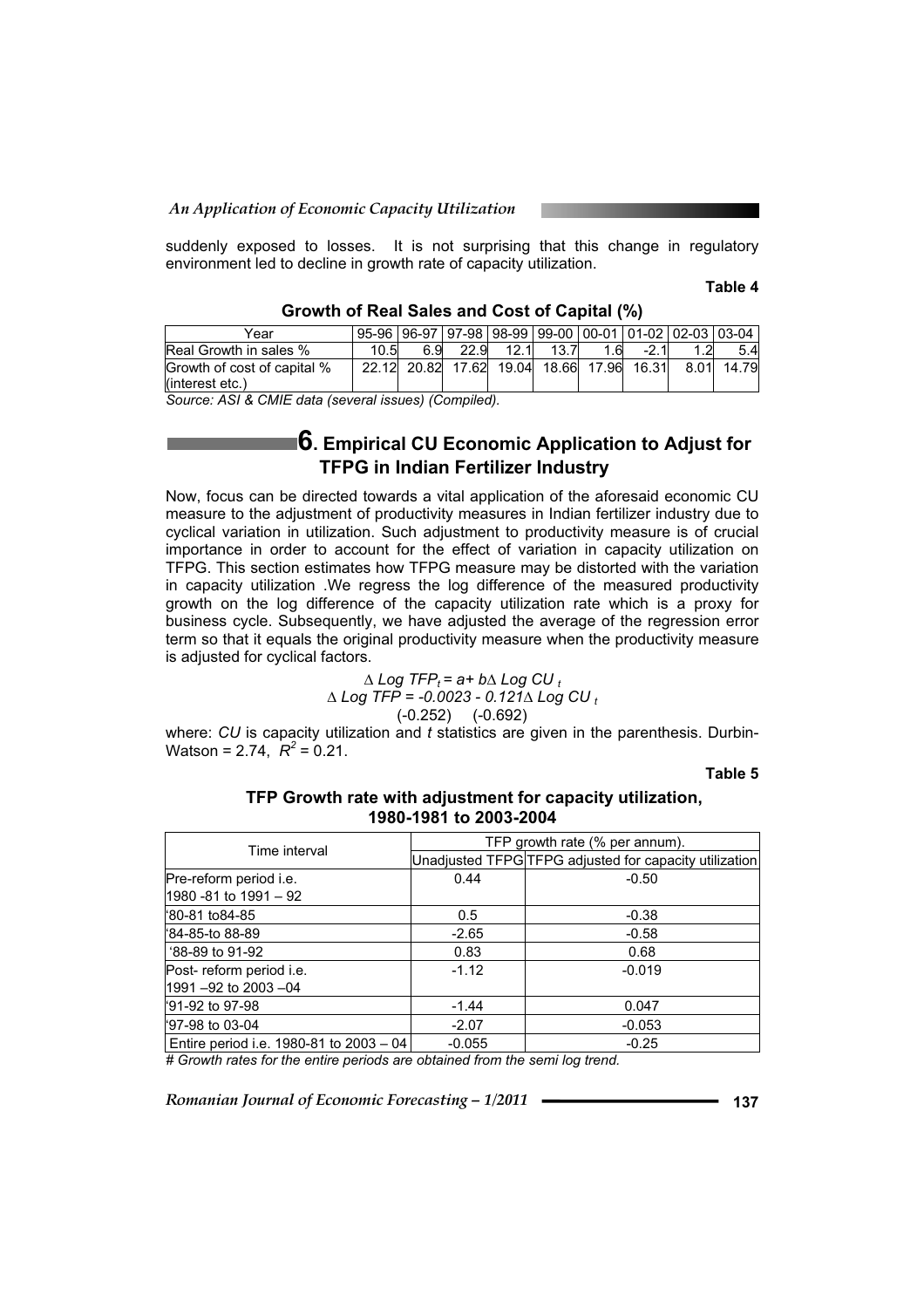suddenly exposed to losses. It is not surprising that this change in regulatory environment led to decline in growth rate of capacity utilization.

**Table 4**

**Growth of Real Sales and Cost of Capital (%)**

| Year | 95-96 | 96-97 | 97-98 | 98-99 | 99-00 | 00-01 | 01-02 | 02-03 | 03-04 |
|---|---|---|---|---|---|---|---|---|---|
| Real Growth in sales % | 10.5 | 6.9 | 22.9 | 12.1 | 13.7 | 1.6 | -2.1 | 1.2 | 5.4 |
| Growth of cost of capital % (interest etc.) | 22.12 | 20.82 | 17.62 | 19.04 | 18.66 | 17.96 | 16.31 | 8.01 | 14.79 |

*Source: ASI & CMIE data (several issues) (Compiled).*

## 6. Empirical CU Economic Application to Adjust for TFPG in Indian Fertilizer Industry

Now, focus can be directed towards a vital application of the aforesaid economic CU measure to the adjustment of productivity measures in Indian fertilizer industry due to cyclical variation in utilization. Such adjustment to productivity measure is of crucial importance in order to account for the effect of variation in capacity utilization on TFPG. This section estimates how TFPG measure may be distorted with the variation in capacity utilization .We regress the log difference of the measured productivity growth on the log difference of the capacity utilization rate which is a proxy for business cycle. Subsequently, we have adjusted the average of the regression error term so that it equals the original productivity measure when the productivity measure is adjusted for cyclical factors.

$$\Delta \, Log \; TFP_t = a + b\Delta \, Log \; CU_t$$

$$\Delta \, Log \; TFP = -0.0023 - 0.121\Delta \, Log \; CU_t$$

$$(-0.252) \quad (-0.692)$$

where: *CU* is capacity utilization and *t* statistics are given in the parenthesis. Durbin-Watson = 2.74, $R^2 = 0.21$.

**Table 5**

**TFP Growth rate with adjustment for capacity utilization, 1980-1981 to 2003-2004**

| Time interval | TFP growth rate (% per annum). | |
|---|---|---|
| | Unadjusted TFPG | TFPG adjusted for capacity utilization |
| Pre-reform period i.e. 1980 -81 to 1991 – 92 | 0.44 | -0.50 |
| '80-81 to84-85 | 0.5 | -0.38 |
| '84-85-to 88-89 | -2.65 | -0.58 |
| '88-89 to 91-92 | 0.83 | 0.68 |
| Post- reform period i.e. 1991 –92 to 2003 –04 | -1.12 | -0.019 |
| '91-92 to 97-98 | -1.44 | 0.047 |
| '97-98 to 03-04 | -2.07 | -0.053 |
| Entire period i.e. 1980-81 to 2003 – 04 | -0.055 | -0.25 |

*# Growth rates for the entire periods are obtained from the semi log trend.*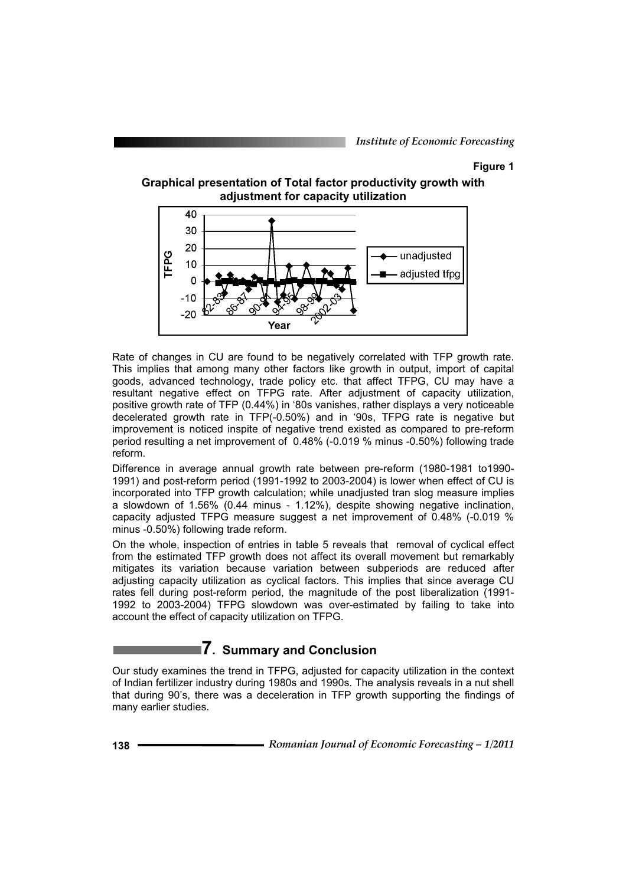**Figure 1**

**Graphical presentation of Total factor productivity growth with adjustment for capacity utilization**

Rate of changes in CU are found to be negatively correlated with TFP growth rate. This implies that among many other factors like growth in output, import of capital goods, advanced technology, trade policy etc. that affect TFPG, CU may have a resultant negative effect on TFPG rate. After adjustment of capacity utilization, positive growth rate of TFP (0.44%) in '80s vanishes, rather displays a very noticeable decelerated growth rate in TFP(-0.50%) and in '90s, TFPG rate is negative but improvement is noticed inspite of negative trend existed as compared to pre-reform period resulting a net improvement of 0.48% (-0.019 % minus -0.50%) following trade reform.

Difference in average annual growth rate between pre-reform (1980-1981 to1990-1991) and post-reform period (1991-1992 to 2003-2004) is lower when effect of CU is incorporated into TFP growth calculation; while unadjusted tran slog measure implies a slowdown of 1.56% (0.44 minus - 1.12%), despite showing negative inclination, capacity adjusted TFPG measure suggest a net improvement of 0.48% (-0.019 % minus -0.50%) following trade reform.

On the whole, inspection of entries in table 5 reveals that removal of cyclical effect from the estimated TFP growth does not affect its overall movement but remarkably mitigates its variation because variation between subperiods are reduced after adjusting capacity utilization as cyclical factors. This implies that since average CU rates fell during post-reform period, the magnitude of the post liberalization (1991-1992 to 2003-2004) TFPG slowdown was over-estimated by failing to take into account the effect of capacity utilization on TFPG.

## 7. Summary and Conclusion

Our study examines the trend in TFPG, adjusted for capacity utilization in the context of Indian fertilizer industry during 1980s and 1990s. The analysis reveals in a nut shell that during 90's, there was a deceleration in TFP growth supporting the findings of many earlier studies.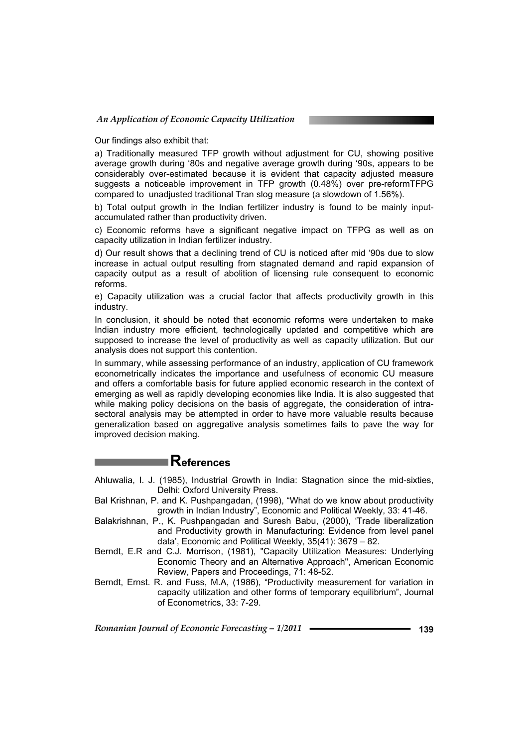Our findings also exhibit that:

a) Traditionally measured TFP growth without adjustment for CU, showing positive average growth during '80s and negative average growth during '90s, appears to be considerably over-estimated because it is evident that capacity adjusted measure suggests a noticeable improvement in TFP growth (0.48%) over pre-reformTFPG compared to unadjusted traditional Tran slog measure (a slowdown of 1.56%).

b) Total output growth in the Indian fertilizer industry is found to be mainly input-accumulated rather than productivity driven.

c) Economic reforms have a significant negative impact on TFPG as well as on capacity utilization in Indian fertilizer industry.

d) Our result shows that a declining trend of CU is noticed after mid '90s due to slow increase in actual output resulting from stagnated demand and rapid expansion of capacity output as a result of abolition of licensing rule consequent to economic reforms.

e) Capacity utilization was a crucial factor that affects productivity growth in this industry.

In conclusion, it should be noted that economic reforms were undertaken to make Indian industry more efficient, technologically updated and competitive which are supposed to increase the level of productivity as well as capacity utilization. But our analysis does not support this contention.

In summary, while assessing performance of an industry, application of CU framework econometrically indicates the importance and usefulness of economic CU measure and offers a comfortable basis for future applied economic research in the context of emerging as well as rapidly developing economies like India. It is also suggested that while making policy decisions on the basis of aggregate, the consideration of intra-sectoral analysis may be attempted in order to have more valuable results because generalization based on aggregative analysis sometimes fails to pave the way for improved decision making.

## References

Ahluwalia, I. J. (1985), Industrial Growth in India: Stagnation since the mid-sixties, Delhi: Oxford University Press.

Bal Krishnan, P. and K. Pushpangadan, (1998), "What do we know about productivity growth in Indian Industry", Economic and Political Weekly, 33: 41-46.

Balakrishnan, P., K. Pushpangadan and Suresh Babu, (2000), 'Trade liberalization and Productivity growth in Manufacturing: Evidence from level panel data', Economic and Political Weekly, 35(41): 3679 – 82.

Berndt, E.R and C.J. Morrison, (1981), "Capacity Utilization Measures: Underlying Economic Theory and an Alternative Approach", American Economic Review, Papers and Proceedings, 71: 48-52.

Berndt, Ernst. R. and Fuss, M.A, (1986), "Productivity measurement for variation in capacity utilization and other forms of temporary equilibrium", Journal of Econometrics, 33: 7-29.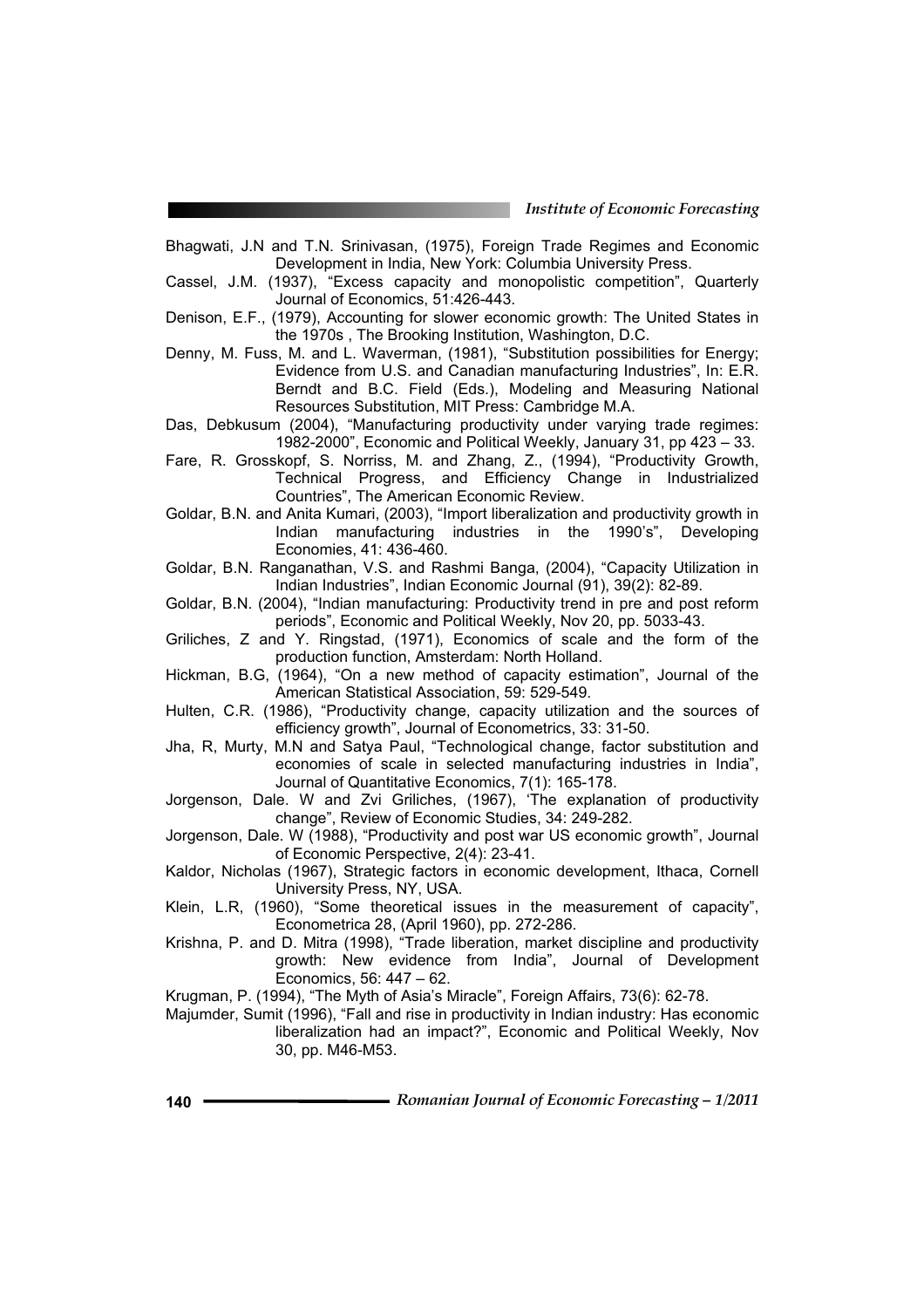Bhagwati, J.N and T.N. Srinivasan, (1975), Foreign Trade Regimes and Economic Development in India, New York: Columbia University Press.

Cassel, J.M. (1937), "Excess capacity and monopolistic competition", Quarterly Journal of Economics, 51:426-443.

Denison, E.F., (1979), Accounting for slower economic growth: The United States in the 1970s , The Brooking Institution, Washington, D.C.

Denny, M. Fuss, M. and L. Waverman, (1981), "Substitution possibilities for Energy; Evidence from U.S. and Canadian manufacturing Industries", In: E.R. Berndt and B.C. Field (Eds.), Modeling and Measuring National Resources Substitution, MIT Press: Cambridge M.A.

Das, Debkusum (2004), "Manufacturing productivity under varying trade regimes: 1982-2000", Economic and Political Weekly, January 31, pp 423 – 33.

Fare, R. Grosskopf, S. Norriss, M. and Zhang, Z., (1994), "Productivity Growth, Technical Progress, and Efficiency Change in Industrialized Countries", The American Economic Review.

Goldar, B.N. and Anita Kumari, (2003), "Import liberalization and productivity growth in Indian manufacturing industries in the 1990's", Developing Economies, 41: 436-460.

Goldar, B.N. Ranganathan, V.S. and Rashmi Banga, (2004), "Capacity Utilization in Indian Industries", Indian Economic Journal (91), 39(2): 82-89.

Goldar, B.N. (2004), "Indian manufacturing: Productivity trend in pre and post reform periods", Economic and Political Weekly, Nov 20, pp. 5033-43.

Griliches, Z and Y. Ringstad, (1971), Economics of scale and the form of the production function, Amsterdam: North Holland.

Hickman, B.G, (1964), "On a new method of capacity estimation", Journal of the American Statistical Association, 59: 529-549.

Hulten, C.R. (1986), "Productivity change, capacity utilization and the sources of efficiency growth", Journal of Econometrics, 33: 31-50.

Jha, R, Murty, M.N and Satya Paul, "Technological change, factor substitution and economies of scale in selected manufacturing industries in India", Journal of Quantitative Economics, 7(1): 165-178.

Jorgenson, Dale. W and Zvi Griliches, (1967), 'The explanation of productivity change", Review of Economic Studies, 34: 249-282.

Jorgenson, Dale. W (1988), "Productivity and post war US economic growth", Journal of Economic Perspective, 2(4): 23-41.

Kaldor, Nicholas (1967), Strategic factors in economic development, Ithaca, Cornell University Press, NY, USA.

Klein, L.R, (1960), "Some theoretical issues in the measurement of capacity", Econometrica 28, (April 1960), pp. 272-286.

Krishna, P. and D. Mitra (1998), "Trade liberation, market discipline and productivity growth: New evidence from India", Journal of Development Economics, 56: 447 – 62.

Krugman, P. (1994), "The Myth of Asia's Miracle", Foreign Affairs, 73(6): 62-78.

Majumder, Sumit (1996), "Fall and rise in productivity in Indian industry: Has economic liberalization had an impact?", Economic and Political Weekly, Nov 30, pp. M46-M53.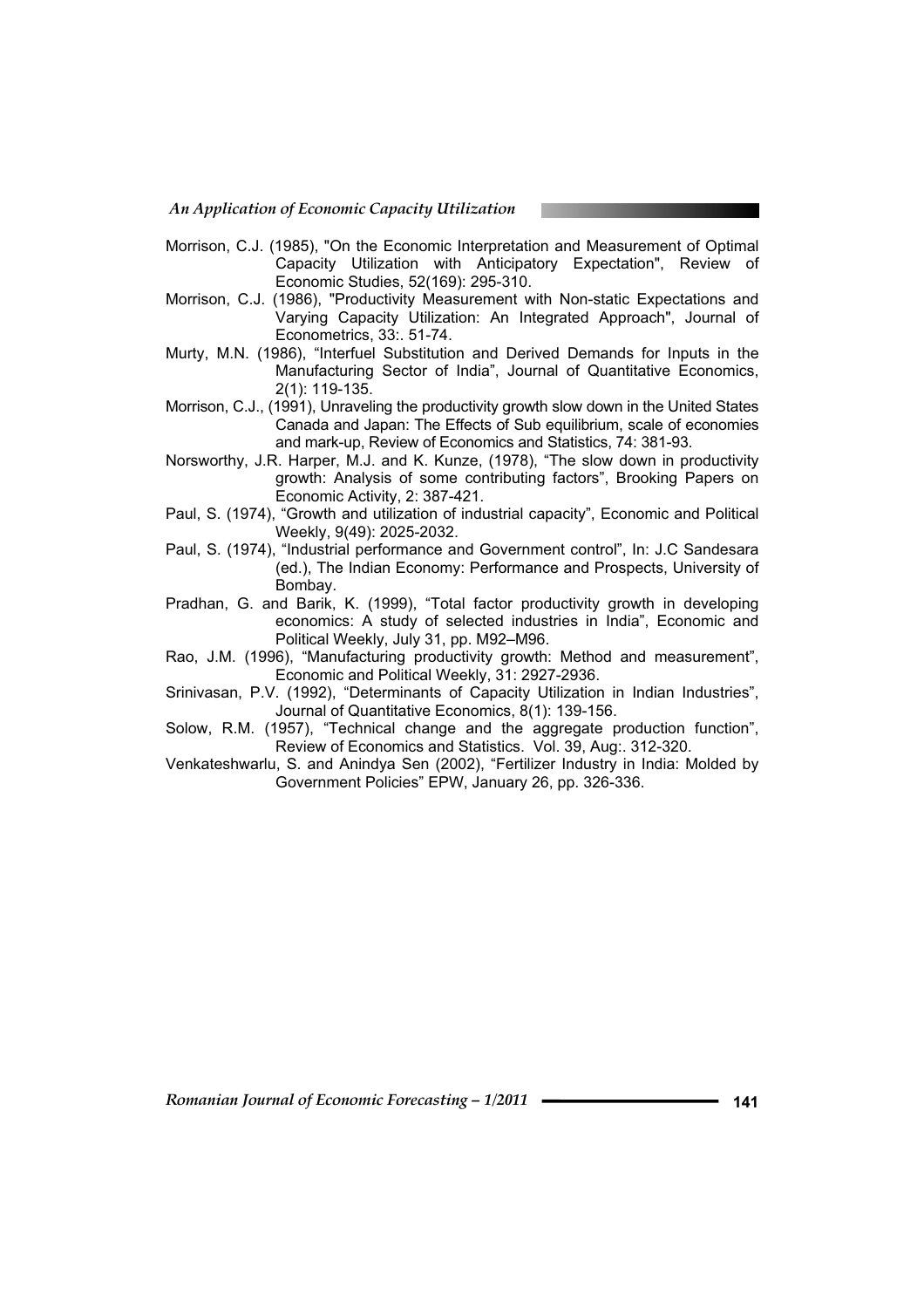Morrison, C.J. (1985), "On the Economic Interpretation and Measurement of Optimal Capacity Utilization with Anticipatory Expectation", Review of Economic Studies, 52(169): 295-310.

Morrison, C.J. (1986), "Productivity Measurement with Non-static Expectations and Varying Capacity Utilization: An Integrated Approach", Journal of Econometrics, 33:. 51-74.

Murty, M.N. (1986), "Interfuel Substitution and Derived Demands for Inputs in the Manufacturing Sector of India", Journal of Quantitative Economics, 2(1): 119-135.

Morrison, C.J., (1991), Unraveling the productivity growth slow down in the United States Canada and Japan: The Effects of Sub equilibrium, scale of economies and mark-up, Review of Economics and Statistics, 74: 381-93.

Norsworthy, J.R. Harper, M.J. and K. Kunze, (1978), "The slow down in productivity growth: Analysis of some contributing factors", Brooking Papers on Economic Activity, 2: 387-421.

Paul, S. (1974), "Growth and utilization of industrial capacity", Economic and Political Weekly, 9(49): 2025-2032.

Paul, S. (1974), "Industrial performance and Government control", In: J.C Sandesara (ed.), The Indian Economy: Performance and Prospects, University of Bombay.

Pradhan, G. and Barik, K. (1999), "Total factor productivity growth in developing economics: A study of selected industries in India", Economic and Political Weekly, July 31, pp. M92–M96.

Rao, J.M. (1996), "Manufacturing productivity growth: Method and measurement", Economic and Political Weekly, 31: 2927-2936.

Srinivasan, P.V. (1992), "Determinants of Capacity Utilization in Indian Industries", Journal of Quantitative Economics, 8(1): 139-156.

Solow, R.M. (1957), "Technical change and the aggregate production function", Review of Economics and Statistics. Vol. 39, Aug:. 312-320.

Venkateshwarlu, S. and Anindya Sen (2002), "Fertilizer Industry in India: Molded by Government Policies" EPW, January 26, pp. 326-336.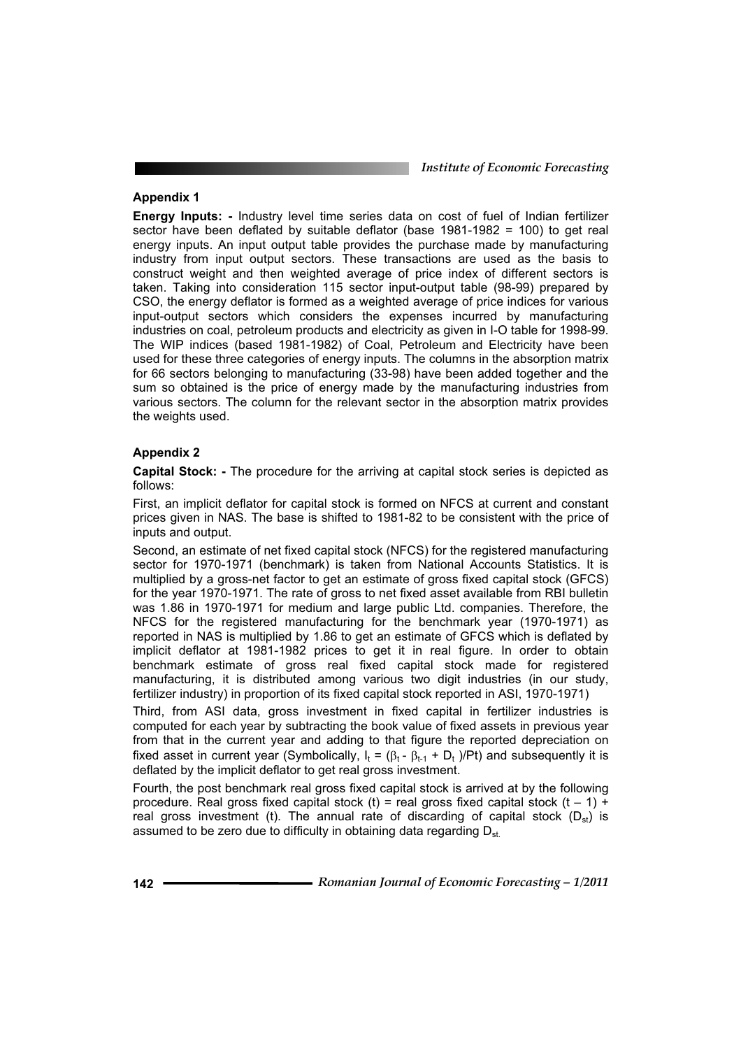## Appendix 1

**Energy Inputs: -** Industry level time series data on cost of fuel of Indian fertilizer sector have been deflated by suitable deflator (base 1981-1982 = 100) to get real energy inputs. An input output table provides the purchase made by manufacturing industry from input output sectors. These transactions are used as the basis to construct weight and then weighted average of price index of different sectors is taken. Taking into consideration 115 sector input-output table (98-99) prepared by CSO, the energy deflator is formed as a weighted average of price indices for various input-output sectors which considers the expenses incurred by manufacturing industries on coal, petroleum products and electricity as given in I-O table for 1998-99. The WIP indices (based 1981-1982) of Coal, Petroleum and Electricity have been used for these three categories of energy inputs. The columns in the absorption matrix for 66 sectors belonging to manufacturing (33-98) have been added together and the sum so obtained is the price of energy made by the manufacturing industries from various sectors. The column for the relevant sector in the absorption matrix provides the weights used.

## Appendix 2

**Capital Stock: -** The procedure for the arriving at capital stock series is depicted as follows:

First, an implicit deflator for capital stock is formed on NFCS at current and constant prices given in NAS. The base is shifted to 1981-82 to be consistent with the price of inputs and output.

Second, an estimate of net fixed capital stock (NFCS) for the registered manufacturing sector for 1970-1971 (benchmark) is taken from National Accounts Statistics. It is multiplied by a gross-net factor to get an estimate of gross fixed capital stock (GFCS) for the year 1970-1971. The rate of gross to net fixed asset available from RBI bulletin was 1.86 in 1970-1971 for medium and large public Ltd. companies. Therefore, the NFCS for the registered manufacturing for the benchmark year (1970-1971) as reported in NAS is multiplied by 1.86 to get an estimate of GFCS which is deflated by implicit deflator at 1981-1982 prices to get it in real figure. In order to obtain benchmark estimate of gross real fixed capital stock made for registered manufacturing, it is distributed among various two digit industries (in our study, fertilizer industry) in proportion of its fixed capital stock reported in ASI, 1970-1971)

Third, from ASI data, gross investment in fixed capital in fertilizer industries is computed for each year by subtracting the book value of fixed assets in previous year from that in the current year and adding to that figure the reported depreciation on fixed asset in current year (Symbolically, $I_t = (\beta_t - \beta_{t-1} + D_t)/Pt$) and subsequently it is deflated by the implicit deflator to get real gross investment.

Fourth, the post benchmark real gross fixed capital stock is arrived at by the following procedure. Real gross fixed capital stock (t) = real gross fixed capital stock (t – 1) + real gross investment (t). The annual rate of discarding of capital stock ($D_{st}$) is assumed to be zero due to difficulty in obtaining data regarding $D_{st.}$